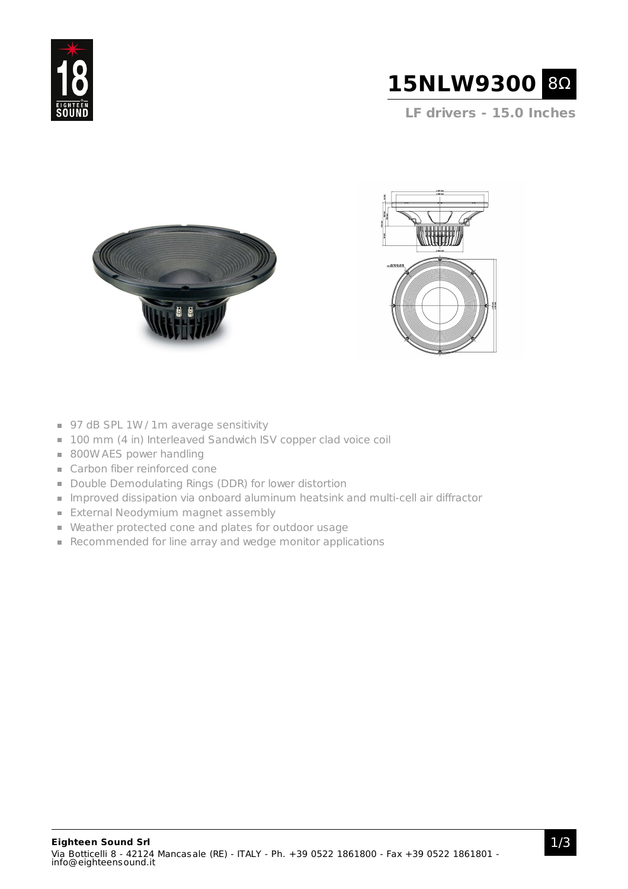# 15NLW9300 8Ω

## LF drivers - 15.0 Inches

- 97 dB SPL 1W / 1m average sensitivity
- 100 mm (4 in) Interleaved Sandwich ISV copper clad voice coil
- 800W AES power handling
- Carbon fiber reinforced cone
- Double Demodulating Rings (DDR) for lower distortion
- Improved dissipation via onboard aluminum heatsink and multi-cell air diffractor
- External Neodymium magnet assembly
- Weather protected cone and plates for outdoor usage
- Recommended for line array and wedge monitor applications

**Eighteen Sound Srl**
Via Botticelli 8 - 42124 Mancasale (RE) - ITALY - Ph. +39 0522 1861800 - Fax +39 0522 1861801 - info@eighteensound.it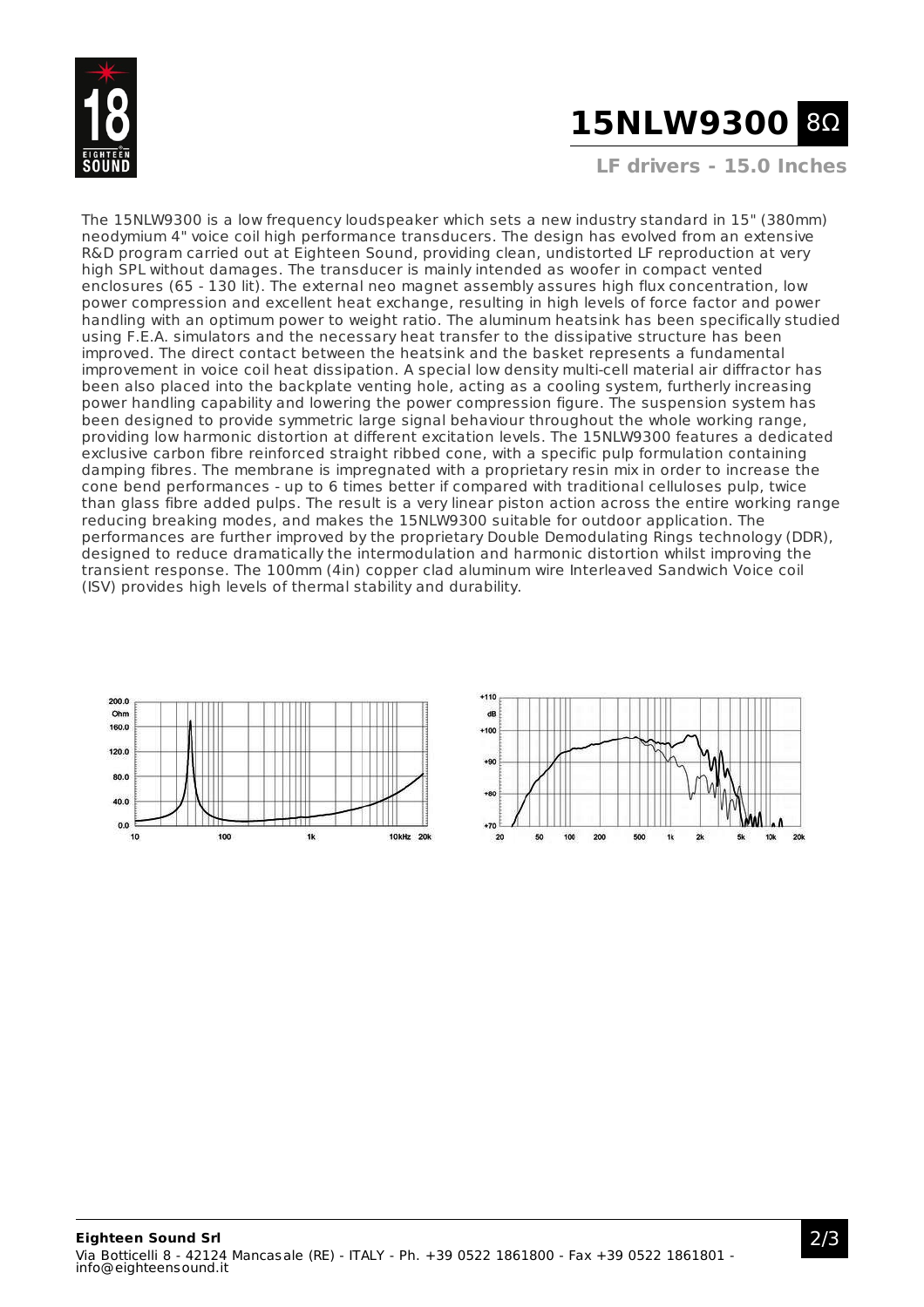# 15NLW9300 8Ω

## LF drivers - 15.0 Inches

The 15NLW9300 is a low frequency loudspeaker which sets a new industry standard in 15" (380mm) neodymium 4" voice coil high performance transducers. The design has evolved from an extensive R&D program carried out at Eighteen Sound, providing clean, undistorted LF reproduction at very high SPL without damages. The transducer is mainly intended as woofer in compact vented enclosures (65 - 130 lit). The external neo magnet assembly assures high flux concentration, low power compression and excellent heat exchange, resulting in high levels of force factor and power handling with an optimum power to weight ratio. The aluminum heatsink has been specifically studied using F.E.A. simulators and the necessary heat transfer to the dissipative structure has been improved. The direct contact between the heatsink and the basket represents a fundamental improvement in voice coil heat dissipation. A special low density multi-cell material air diffractor has been also placed into the backplate venting hole, acting as a cooling system, furtherly increasing power handling capability and lowering the power compression figure. The suspension system has been designed to provide symmetric large signal behaviour throughout the whole working range, providing low harmonic distortion at different excitation levels. The 15NLW9300 features a dedicated exclusive carbon fibre reinforced straight ribbed cone, with a specific pulp formulation containing damping fibres. The membrane is impregnated with a proprietary resin mix in order to increase the cone bend performances - up to 6 times better if compared with traditional celluloses pulp, twice than glass fibre added pulps. The result is a very linear piston action across the entire working range reducing breaking modes, and makes the 15NLW9300 suitable for outdoor application. The performances are further improved by the proprietary Double Demodulating Rings technology (DDR), designed to reduce dramatically the intermodulation and harmonic distortion whilst improving the transient response. The 100mm (4in) copper clad aluminum wire Interleaved Sandwich Voice coil (ISV) provides high levels of thermal stability and durability.

**Eighteen Sound Srl**
Via Botticelli 8 - 42124 Mancasale (RE) - ITALY - Ph. +39 0522 1861800 - Fax +39 0522 1861801 - info@eighteensound.it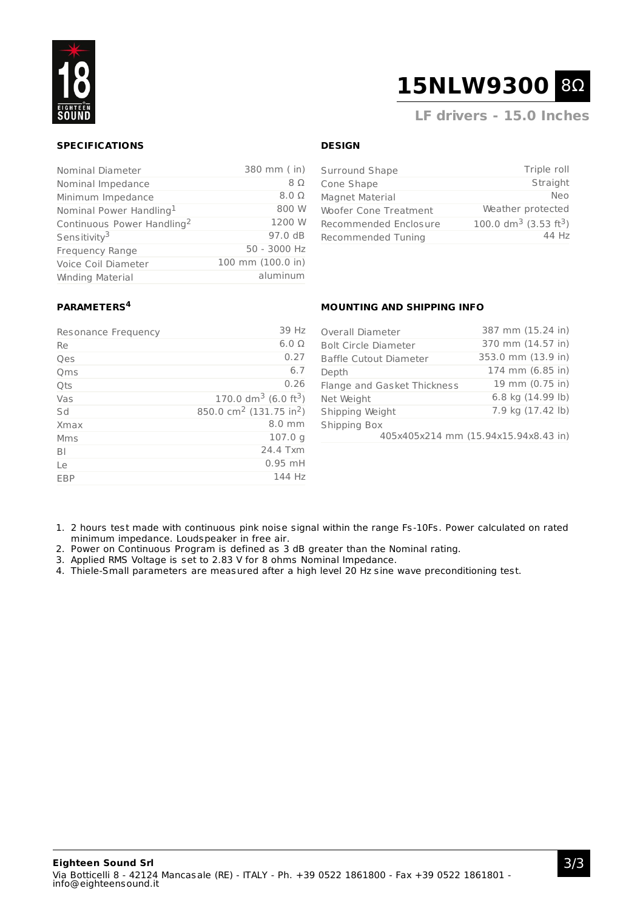# 15NLW9300 8Ω

## LF drivers - 15.0 Inches

### SPECIFICATIONS

| | |
|---|---|
| Nominal Diameter | 380 mm ( in) |
| Nominal Impedance | 8 Ω |
| Minimum Impedance | 8.0 Ω |
| Nominal Power Handling[1] | 800 W |
| Continuous Power Handling[2] | 1200 W |
| Sensitivity[3] | 97.0 dB |
| Frequency Range | 50 - 3000 Hz |
| Voice Coil Diameter | 100 mm (100.0 in) |
| Winding Material | aluminum |

### DESIGN

| | |
|---|---|
| Surround Shape | Triple roll |
| Cone Shape | Straight |
| Magnet Material | Neo |
| Woofer Cone Treatment | Weather protected |
| Recommended Enclosure | 100.0 $dm^3$ (3.53 $ft^3$) |
| Recommended Tuning | 44 Hz |

### PARAMETERS[4]

| | |
|---|---|
| Resonance Frequency | 39 Hz |
| Re | 6.0 Ω |
| Qes | 0.27 |
| Qms | 6.7 |
| Qts | 0.26 |
| Vas | 170.0 $dm^3$ (6.0 $ft^3$) |
| Sd | 850.0 $cm^2$ (131.75 $in^2$) |
| Xmax | 8.0 mm |
| Mms | 107.0 g |
| Bl | 24.4 Txm |
| Le | 0.95 mH |
| EBP | 144 Hz |

### MOUNTING AND SHIPPING INFO

| | |
|---|---|
| Overall Diameter | 387 mm (15.24 in) |
| Bolt Circle Diameter | 370 mm (14.57 in) |
| Baffle Cutout Diameter | 353.0 mm (13.9 in) |
| Depth | 174 mm (6.85 in) |
| Flange and Gasket Thickness | 19 mm (0.75 in) |
| Net Weight | 6.8 kg (14.99 lb) |
| Shipping Weight | 7.9 kg (17.42 lb) |
| Shipping Box | 405x405x214 mm (15.94x15.94x8.43 in) |

1. 2 hours test made with continuous pink noise signal within the range Fs-10Fs. Power calculated on rated minimum impedance. Loudspeaker in free air.
2. Power on Continuous Program is defined as 3 dB greater than the Nominal rating.
3. Applied RMS Voltage is set to 2.83 V for 8 ohms Nominal Impedance.
4. Thiele-Small parameters are measured after a high level 20 Hz sine wave preconditioning test.

**Eighteen Sound Srl**
Via Botticelli 8 - 42124 Mancasale (RE) - ITALY - Ph. +39 0522 1861800 - Fax +39 0522 1861801 - info@eighteensound.it